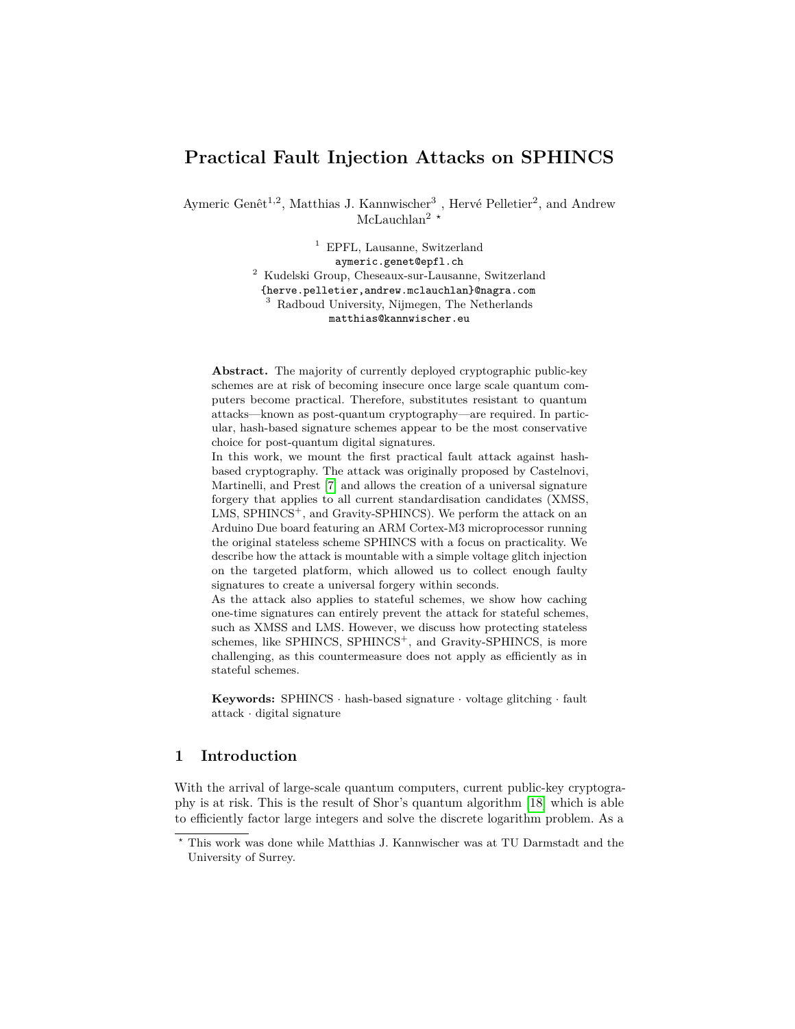# Practical Fault Injection Attacks on SPHINCS

Aymeric Genêt[1,2], Matthias J. Kannwischer[3], Hervé Pelletier[2], and Andrew McLauchlan[2] *

[1] EPFL, Lausanne, Switzerland
aymeric.genet@epfl.ch

[2] Kudelski Group, Cheseaux-sur-Lausanne, Switzerland
{herve.pelletier,andrew.mclauchlan}@nagra.com

[3] Radboud University, Nijmegen, The Netherlands
matthias@kannwischer.eu

**Abstract.** The majority of currently deployed cryptographic public-key schemes are at risk of becoming insecure once large scale quantum computers become practical. Therefore, substitutes resistant to quantum attacks—known as post-quantum cryptography—are required. In particular, hash-based signature schemes appear to be the most conservative choice for post-quantum digital signatures.

In this work, we mount the first practical fault attack against hash-based cryptography. The attack was originally proposed by Castelnovi, Martinelli, and Prest [7] and allows the creation of a universal signature forgery that applies to all current standardisation candidates (XMSS, LMS, SPHINCS$^+$, and Gravity-SPHINCS). We perform the attack on an Arduino Due board featuring an ARM Cortex-M3 microprocessor running the original stateless scheme SPHINCS with a focus on practicality. We describe how the attack is mountable with a simple voltage glitch injection on the targeted platform, which allowed us to collect enough faulty signatures to create a universal forgery within seconds.

As the attack also applies to stateful schemes, we show how caching one-time signatures can entirely prevent the attack for stateful schemes, such as XMSS and LMS. However, we discuss how protecting stateless schemes, like SPHINCS, SPHINCS$^+$, and Gravity-SPHINCS, is more challenging, as this countermeasure does not apply as efficiently as in stateful schemes.

**Keywords:** SPHINCS · hash-based signature · voltage glitching · fault attack · digital signature

## 1 Introduction

With the arrival of large-scale quantum computers, current public-key cryptography is at risk. This is the result of Shor's quantum algorithm [18] which is able to efficiently factor large integers and solve the discrete logarithm problem. As a

* This work was done while Matthias J. Kannwischer was at TU Darmstadt and the University of Surrey.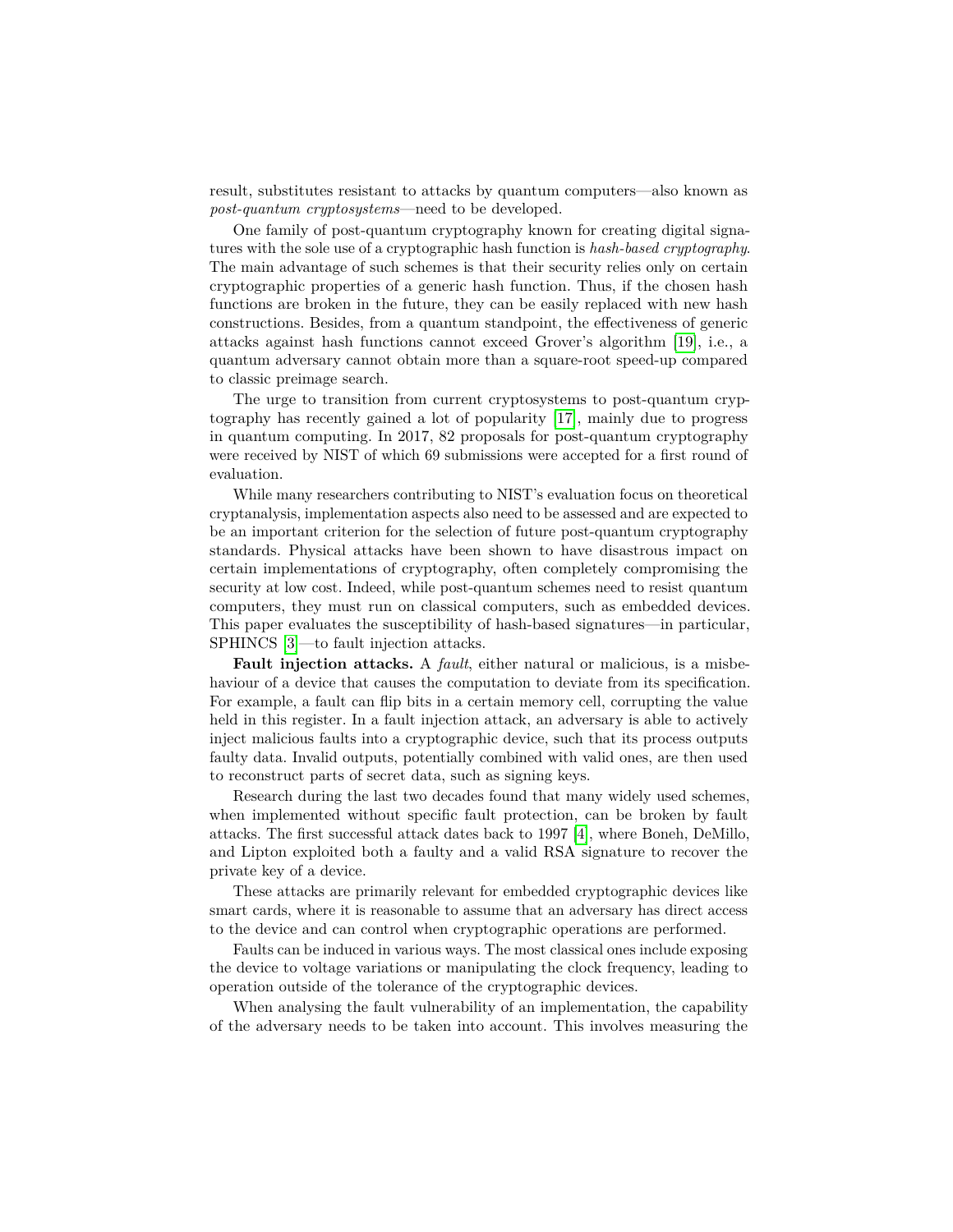result, substitutes resistant to attacks by quantum computers—also known as *post-quantum cryptosystems*—need to be developed.

One family of post-quantum cryptography known for creating digital signatures with the sole use of a cryptographic hash function is *hash-based cryptography*. The main advantage of such schemes is that their security relies only on certain cryptographic properties of a generic hash function. Thus, if the chosen hash functions are broken in the future, they can be easily replaced with new hash constructions. Besides, from a quantum standpoint, the effectiveness of generic attacks against hash functions cannot exceed Grover's algorithm [19], i.e., a quantum adversary cannot obtain more than a square-root speed-up compared to classic preimage search.

The urge to transition from current cryptosystems to post-quantum cryptography has recently gained a lot of popularity [17], mainly due to progress in quantum computing. In 2017, 82 proposals for post-quantum cryptography were received by NIST of which 69 submissions were accepted for a first round of evaluation.

While many researchers contributing to NIST's evaluation focus on theoretical cryptanalysis, implementation aspects also need to be assessed and are expected to be an important criterion for the selection of future post-quantum cryptography standards. Physical attacks have been shown to have disastrous impact on certain implementations of cryptography, often completely compromising the security at low cost. Indeed, while post-quantum schemes need to resist quantum computers, they must run on classical computers, such as embedded devices. This paper evaluates the susceptibility of hash-based signatures—in particular, SPHINCS [3]—to fault injection attacks.

**Fault injection attacks.** A *fault*, either natural or malicious, is a misbehaviour of a device that causes the computation to deviate from its specification. For example, a fault can flip bits in a certain memory cell, corrupting the value held in this register. In a fault injection attack, an adversary is able to actively inject malicious faults into a cryptographic device, such that its process outputs faulty data. Invalid outputs, potentially combined with valid ones, are then used to reconstruct parts of secret data, such as signing keys.

Research during the last two decades found that many widely used schemes, when implemented without specific fault protection, can be broken by fault attacks. The first successful attack dates back to 1997 [4], where Boneh, DeMillo, and Lipton exploited both a faulty and a valid RSA signature to recover the private key of a device.

These attacks are primarily relevant for embedded cryptographic devices like smart cards, where it is reasonable to assume that an adversary has direct access to the device and can control when cryptographic operations are performed.

Faults can be induced in various ways. The most classical ones include exposing the device to voltage variations or manipulating the clock frequency, leading to operation outside of the tolerance of the cryptographic devices.

When analysing the fault vulnerability of an implementation, the capability of the adversary needs to be taken into account. This involves measuring the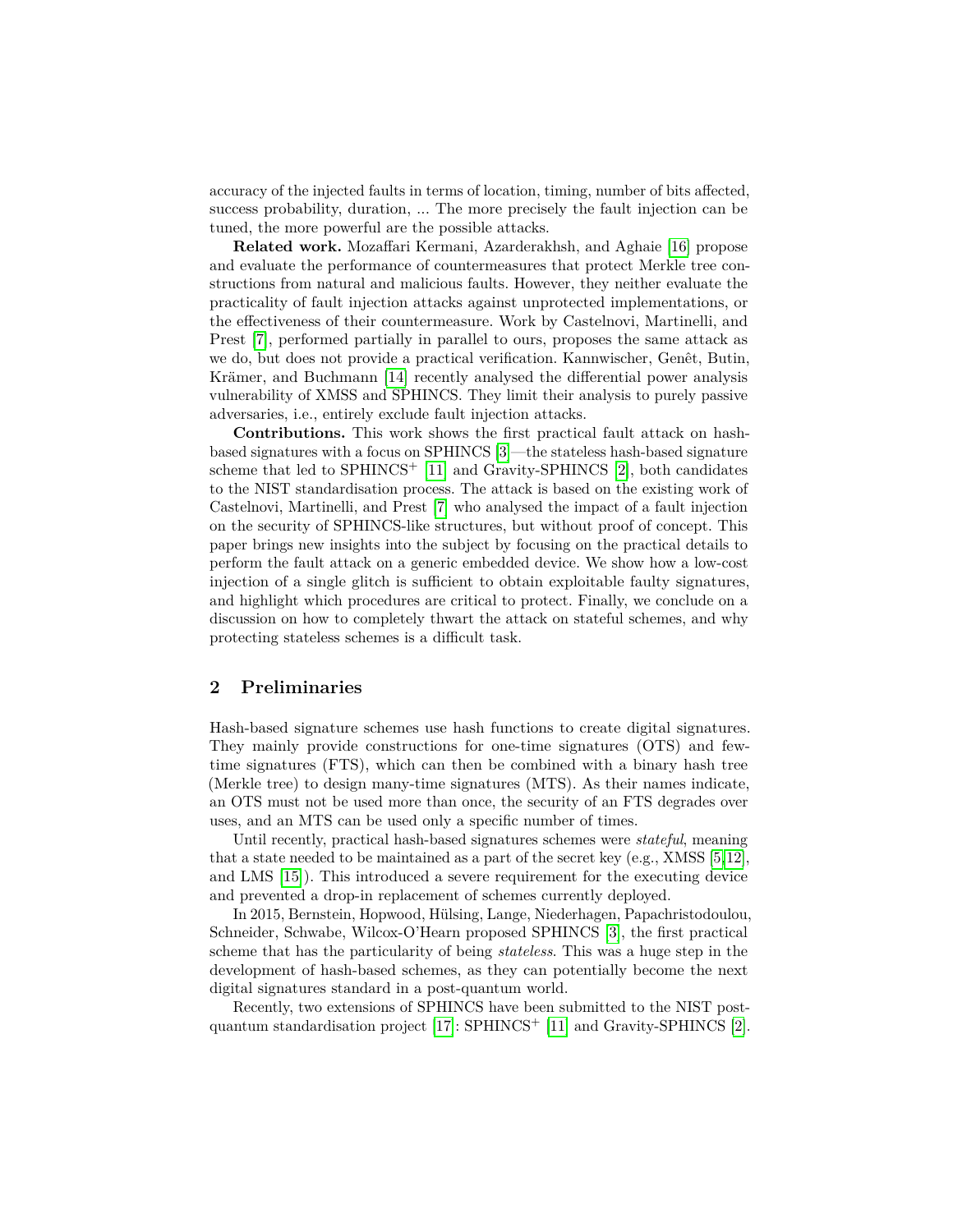accuracy of the injected faults in terms of location, timing, number of bits affected, success probability, duration, ... The more precisely the fault injection can be tuned, the more powerful are the possible attacks.

**Related work.** Mozaffari Kermani, Azarderakhsh, and Aghaie [16] propose and evaluate the performance of countermeasures that protect Merkle tree constructions from natural and malicious faults. However, they neither evaluate the practicality of fault injection attacks against unprotected implementations, or the effectiveness of their countermeasure. Work by Castelnovi, Martinelli, and Prest [7], performed partially in parallel to ours, proposes the same attack as we do, but does not provide a practical verification. Kannwischer, Genêt, Butin, Krämer, and Buchmann [14] recently analysed the differential power analysis vulnerability of XMSS and SPHINCS. They limit their analysis to purely passive adversaries, i.e., entirely exclude fault injection attacks.

**Contributions.** This work shows the first practical fault attack on hash-based signatures with a focus on SPHINCS [3]—the stateless hash-based signature scheme that led to SPHINCS$^+$ [11] and Gravity-SPHINCS [2], both candidates to the NIST standardisation process. The attack is based on the existing work of Castelnovi, Martinelli, and Prest [7] who analysed the impact of a fault injection on the security of SPHINCS-like structures, but without proof of concept. This paper brings new insights into the subject by focusing on the practical details to perform the fault attack on a generic embedded device. We show how a low-cost injection of a single glitch is sufficient to obtain exploitable faulty signatures, and highlight which procedures are critical to protect. Finally, we conclude on a discussion on how to completely thwart the attack on stateful schemes, and why protecting stateless schemes is a difficult task.

## 2 Preliminaries

Hash-based signature schemes use hash functions to create digital signatures. They mainly provide constructions for one-time signatures (OTS) and few-time signatures (FTS), which can then be combined with a binary hash tree (Merkle tree) to design many-time signatures (MTS). As their names indicate, an OTS must not be used more than once, the security of an FTS degrades over uses, and an MTS can be used only a specific number of times.

Until recently, practical hash-based signatures schemes were *stateful*, meaning that a state needed to be maintained as a part of the secret key (e.g., XMSS [5,12], and LMS [15]). This introduced a severe requirement for the executing device and prevented a drop-in replacement of schemes currently deployed.

In 2015, Bernstein, Hopwood, Hülsing, Lange, Niederhagen, Papachristodoulou, Schneider, Schwabe, Wilcox-O'Hearn proposed SPHINCS [3], the first practical scheme that has the particularity of being *stateless*. This was a huge step in the development of hash-based schemes, as they can potentially become the next digital signatures standard in a post-quantum world.

Recently, two extensions of SPHINCS have been submitted to the NIST post-quantum standardisation project [17]: SPHINCS$^+$ [11] and Gravity-SPHINCS [2].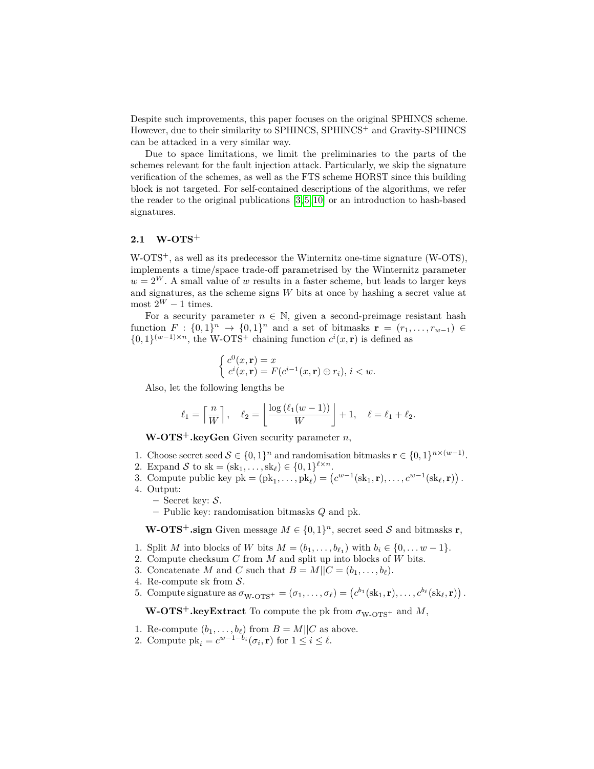Despite such improvements, this paper focuses on the original SPHINCS scheme. However, due to their similarity to SPHINCS, SPHINCS$^+$ and Gravity-SPHINCS can be attacked in a very similar way.

Due to space limitations, we limit the preliminaries to the parts of the schemes relevant for the fault injection attack. Particularly, we skip the signature verification of the schemes, as well as the FTS scheme HORST since this building block is not targeted. For self-contained descriptions of the algorithms, we refer the reader to the original publications [3,5,10] or an introduction to hash-based signatures.

### 2.1 W-OTS$^+$

W-OTS$^+$, as well as its predecessor the Winternitz one-time signature (W-OTS), implements a time/space trade-off parametrised by the Winternitz parameter $w = 2^W$. A small value of $w$ results in a faster scheme, but leads to larger keys and signatures, as the scheme signs $W$ bits at once by hashing a secret value at most $2^W - 1$ times.

For a security parameter $n \in \mathbb{N}$, given a second-preimage resistant hash function $F : \{0,1\}^n \to \{0,1\}^n$ and a set of bitmasks $\mathbf{r} = (r_1, \ldots, r_{w-1}) \in \{0,1\}^{(w-1)\times n}$, the W-OTS$^+$ chaining function $c^i(x, \mathbf{r})$ is defined as

$$\begin{cases} c^0(x, \mathbf{r}) = x \\ c^i(x, \mathbf{r}) = F(c^{i-1}(x, \mathbf{r}) \oplus r_i),\ i < w. \end{cases}$$

Also, let the following lengths be

$$\ell_1 = \left\lceil \frac{n}{W} \right\rceil, \quad \ell_2 = \left\lfloor \frac{\log\left(\ell_1(w-1)\right)}{W} \right\rfloor + 1, \quad \ell = \ell_1 + \ell_2.$$

**W-OTS$^+$.keyGen** Given security parameter $n$,

1. Choose secret seed $\mathcal{S} \in \{0,1\}^n$ and randomisation bitmasks $\mathbf{r} \in \{0,1\}^{n\times(w-1)}$.
2. Expand $\mathcal{S}$ to $\mathrm{sk} = (\mathrm{sk}_1, \ldots, \mathrm{sk}_\ell) \in \{0,1\}^{\ell\times n}$.
3. Compute public key $\mathrm{pk} = (\mathrm{pk}_1, \ldots, \mathrm{pk}_\ell) = \left(c^{w-1}(\mathrm{sk}_1, \mathbf{r}), \ldots, c^{w-1}(\mathrm{sk}_\ell, \mathbf{r})\right)$.
4. Output:
   - Secret key: $\mathcal{S}$.
   - Public key: randomisation bitmasks $Q$ and pk.

**W-OTS$^+$.sign** Given message $M \in \{0,1\}^n$, secret seed $\mathcal{S}$ and bitmasks $\mathbf{r}$,

1. Split $M$ into blocks of $W$ bits $M = (b_1, \ldots, b_{\ell_1})$ with $b_i \in \{0, \ldots w-1\}$.
2. Compute checksum $C$ from $M$ and split up into blocks of $W$ bits.
3. Concatenate $M$ and $C$ such that $B = M||C = (b_1, \ldots, b_\ell)$.
4. Re-compute sk from $\mathcal{S}$.
5. Compute signature as $\sigma_{\text{W-OTS}^+} = (\sigma_1, \ldots, \sigma_\ell) = \left(c^{b_1}(\mathrm{sk}_1, \mathbf{r}), \ldots, c^{b_\ell}(\mathrm{sk}_\ell, \mathbf{r})\right)$.

**W-OTS$^+$.keyExtract** To compute the pk from $\sigma_{\text{W-OTS}^+}$ and $M$,

1. Re-compute $(b_1, \ldots, b_\ell)$ from $B = M||C$ as above.
2. Compute $\mathrm{pk}_i = c^{w-1-b_i}(\sigma_i, \mathbf{r})$ for $1 \leq i \leq \ell$.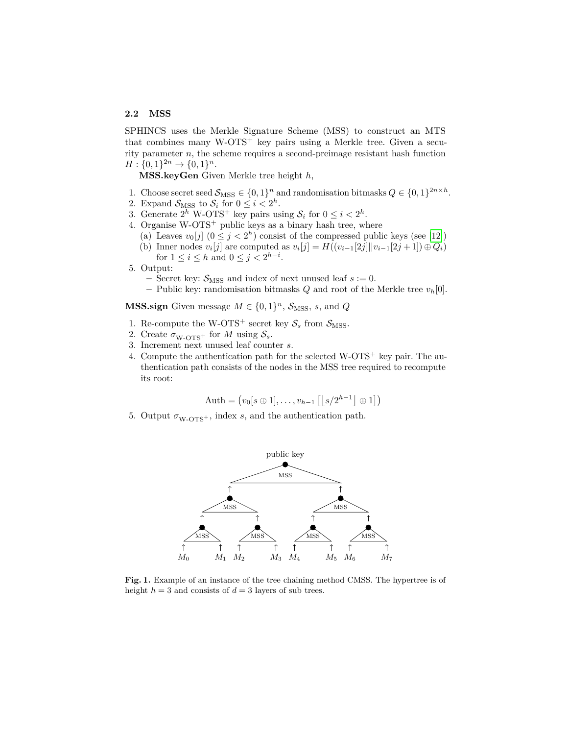### 2.2 MSS

SPHINCS uses the Merkle Signature Scheme (MSS) to construct an MTS that combines many W-OTS$^+$ key pairs using a Merkle tree. Given a security parameter $n$, the scheme requires a second-preimage resistant hash function $H : \{0,1\}^{2n} \to \{0,1\}^n$.

**MSS.keyGen** Given Merkle tree height $h$,

1. Choose secret seed $\mathcal{S}_{\text{MSS}} \in \{0,1\}^n$ and randomisation bitmasks $Q \in \{0,1\}^{2n \times h}$.
2. Expand $\mathcal{S}_{\text{MSS}}$ to $\mathcal{S}_i$ for $0 \leq i < 2^h$.
3. Generate $2^h$ W-OTS$^+$ key pairs using $\mathcal{S}_i$ for $0 \leq i < 2^h$.
4. Organise W-OTS$^+$ public keys as a binary hash tree, where
   (a) Leaves $v_0[j]$ ($0 \leq j < 2^h$) consist of the compressed public keys (see [12])
   (b) Inner nodes $v_i[j]$ are computed as $v_i[j] = H((v_{i-1}[2j] || v_{i-1}[2j+1]) \oplus Q_i)$ for $1 \leq i \leq h$ and $0 \leq j < 2^{h-i}$.
5. Output:
   – Secret key: $\mathcal{S}_{\text{MSS}}$ and index of next unused leaf $s := 0$.
   – Public key: randomisation bitmasks $Q$ and root of the Merkle tree $v_h[0]$.

**MSS.sign** Given message $M \in \{0,1\}^n$, $\mathcal{S}_{\text{MSS}}$, $s$, and $Q$

1. Re-compute the W-OTS$^+$ secret key $\mathcal{S}_s$ from $\mathcal{S}_{\text{MSS}}$.
2. Create $\sigma_{\text{W-OTS}^+}$ for $M$ using $\mathcal{S}_s$.
3. Increment next unused leaf counter $s$.
4. Compute the authentication path for the selected W-OTS$^+$ key pair. The authentication path consists of the nodes in the MSS tree required to recompute its root:

$$\text{Auth} = \left(v_0[s \oplus 1], \ldots, v_{h-1}\left[\lfloor s/2^{h-1} \rfloor \oplus 1\right]\right)$$

5. Output $\sigma_{\text{W-OTS}^+}$, index $s$, and the authentication path.

**Fig. 1.** Example of an instance of the tree chaining method CMSS. The hypertree is of height $h = 3$ and consists of $d = 3$ layers of sub trees.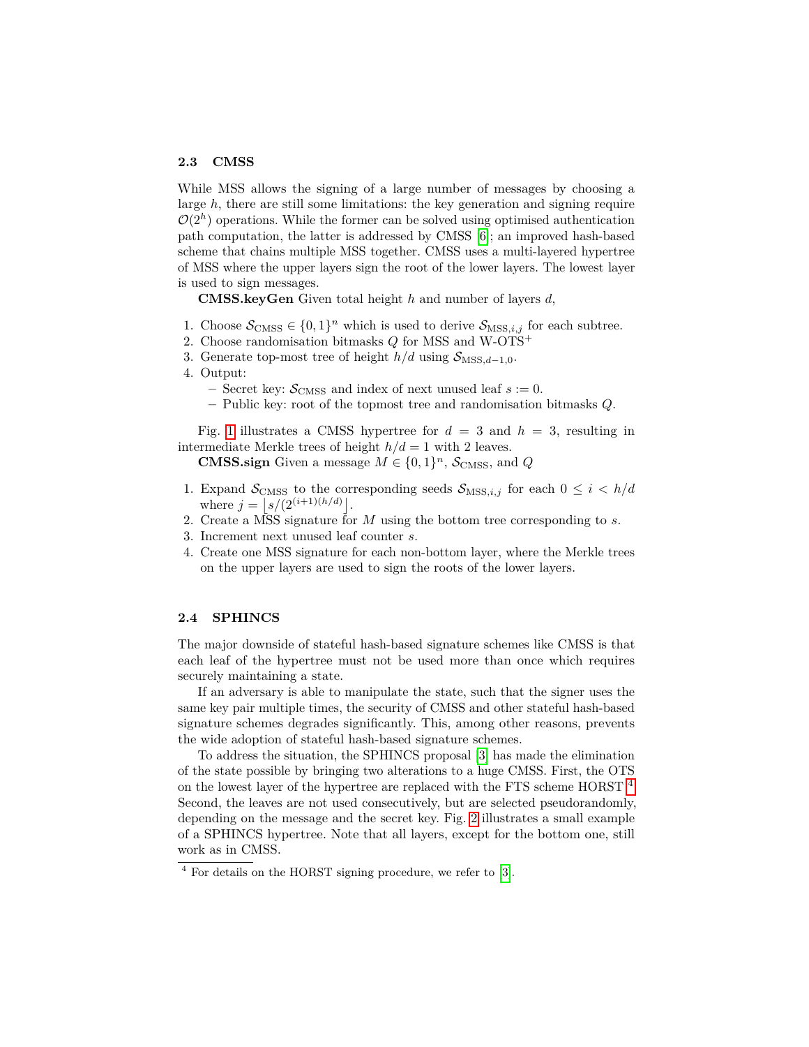### 2.3 CMSS

While MSS allows the signing of a large number of messages by choosing a large $h$, there are still some limitations: the key generation and signing require $\mathcal{O}(2^h)$ operations. While the former can be solved using optimised authentication path computation, the latter is addressed by CMSS [6]; an improved hash-based scheme that chains multiple MSS together. CMSS uses a multi-layered hypertree of MSS where the upper layers sign the root of the lower layers. The lowest layer is used to sign messages.

**CMSS.keyGen** Given total height $h$ and number of layers $d$,

1. Choose $\mathcal{S}_{\text{CMSS}} \in \{0,1\}^n$ which is used to derive $\mathcal{S}_{\text{MSS},i,j}$ for each subtree.
2. Choose randomisation bitmasks $Q$ for MSS and W-OTS$^+$
3. Generate top-most tree of height $h/d$ using $\mathcal{S}_{\text{MSS},d-1,0}$.
4. Output:
   - Secret key: $\mathcal{S}_{\text{CMSS}}$ and index of next unused leaf $s := 0$.
   - Public key: root of the topmost tree and randomisation bitmasks $Q$.

Fig. 1 illustrates a CMSS hypertree for $d = 3$ and $h = 3$, resulting in intermediate Merkle trees of height $h/d = 1$ with 2 leaves.

**CMSS.sign** Given a message $M \in \{0,1\}^n$, $\mathcal{S}_{\text{CMSS}}$, and $Q$

1. Expand $\mathcal{S}_{\text{CMSS}}$ to the corresponding seeds $\mathcal{S}_{\text{MSS},i,j}$ for each $0 \leq i < h/d$ where $j = \left\lfloor s/(2^{(i+1)(h/d)} \right\rfloor$.
2. Create a MSS signature for $M$ using the bottom tree corresponding to $s$.
3. Increment next unused leaf counter $s$.
4. Create one MSS signature for each non-bottom layer, where the Merkle trees on the upper layers are used to sign the roots of the lower layers.

### 2.4 SPHINCS

The major downside of stateful hash-based signature schemes like CMSS is that each leaf of the hypertree must not be used more than once which requires securely maintaining a state.

If an adversary is able to manipulate the state, such that the signer uses the same key pair multiple times, the security of CMSS and other stateful hash-based signature schemes degrades significantly. This, among other reasons, prevents the wide adoption of stateful hash-based signature schemes.

To address the situation, the SPHINCS proposal [3] has made the elimination of the state possible by bringing two alterations to a huge CMSS. First, the OTS on the lowest layer of the hypertree are replaced with the FTS scheme HORST [4]. Second, the leaves are not used consecutively, but are selected pseudorandomly, depending on the message and the secret key. Fig. 2 illustrates a small example of a SPHINCS hypertree. Note that all layers, except for the bottom one, still work as in CMSS.

[4] For details on the HORST signing procedure, we refer to [3].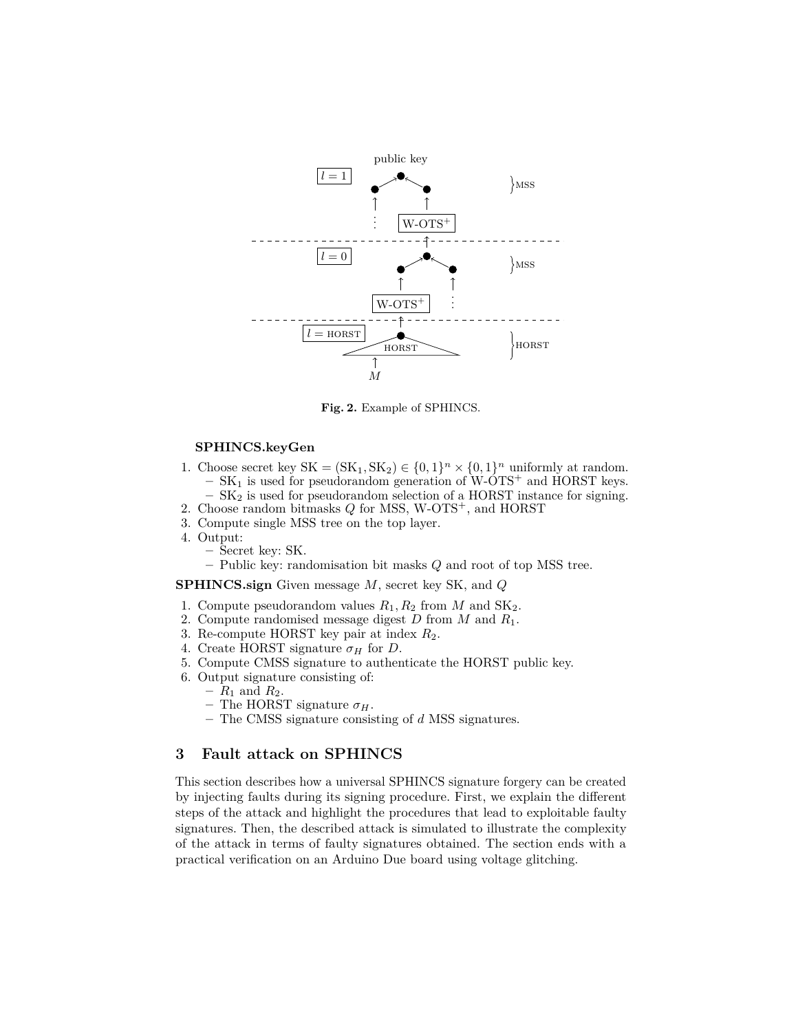Fig. 2. Example of SPHINCS.

**SPHINCS.keyGen**

1. Choose secret key $\mathrm{SK} = (\mathrm{SK}_1, \mathrm{SK}_2) \in \{0,1\}^n \times \{0,1\}^n$ uniformly at random.
   - $\mathrm{SK}_1$ is used for pseudorandom generation of W-OTS$^+$ and HORST keys.
   - $\mathrm{SK}_2$ is used for pseudorandom selection of a HORST instance for signing.
2. Choose random bitmasks $Q$ for MSS, W-OTS$^+$, and HORST
3. Compute single MSS tree on the top layer.
4. Output:
   - Secret key: SK.
   - Public key: randomisation bit masks $Q$ and root of top MSS tree.

**SPHINCS.sign** Given message $M$, secret key SK, and $Q$

1. Compute pseudorandom values $R_1, R_2$ from $M$ and $\mathrm{SK}_2$.
2. Compute randomised message digest $D$ from $M$ and $R_1$.
3. Re-compute HORST key pair at index $R_2$.
4. Create HORST signature $\sigma_H$ for $D$.
5. Compute CMSS signature to authenticate the HORST public key.
6. Output signature consisting of:
   - $R_1$ and $R_2$.
   - The HORST signature $\sigma_H$.
   - The CMSS signature consisting of $d$ MSS signatures.

## 3 Fault attack on SPHINCS

This section describes how a universal SPHINCS signature forgery can be created by injecting faults during its signing procedure. First, we explain the different steps of the attack and highlight the procedures that lead to exploitable faulty signatures. Then, the described attack is simulated to illustrate the complexity of the attack in terms of faulty signatures obtained. The section ends with a practical verification on an Arduino Due board using voltage glitching.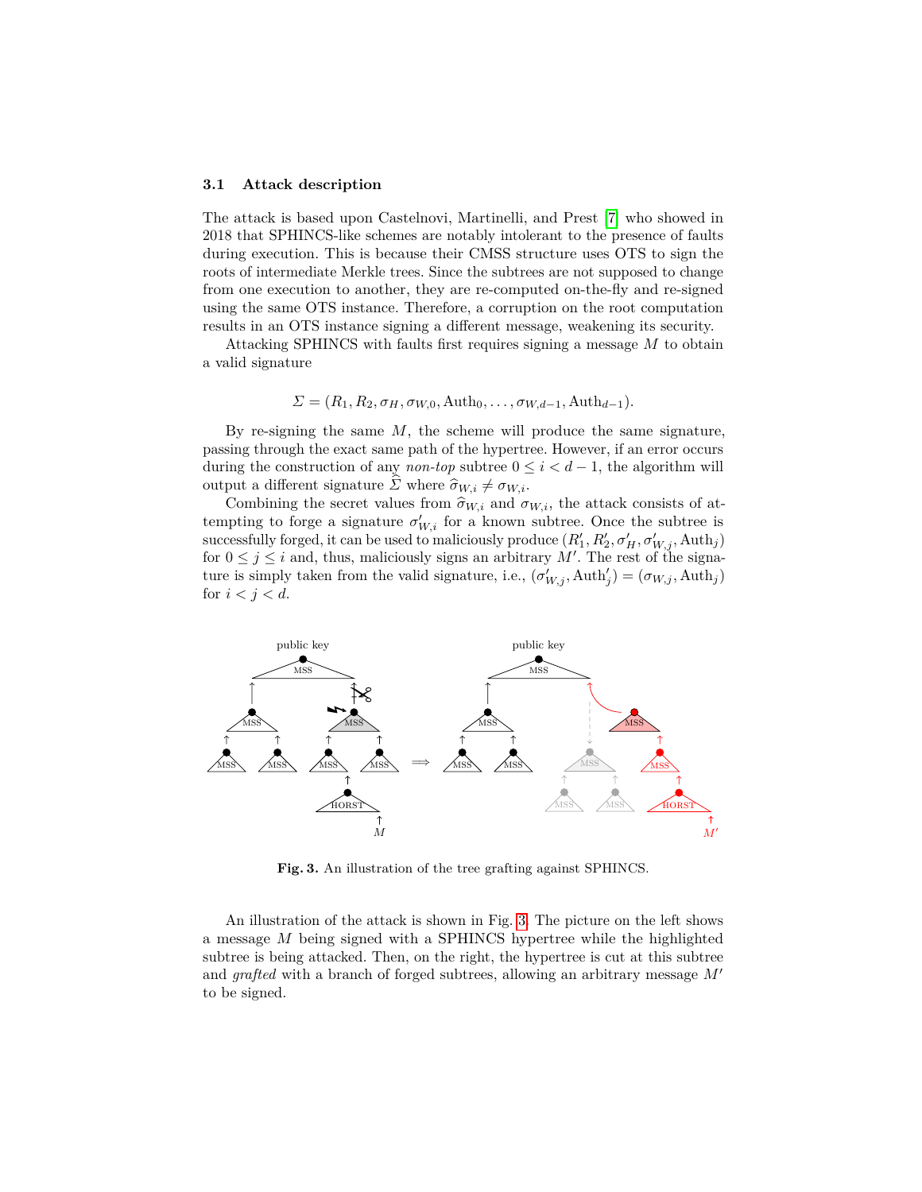### 3.1 Attack description

The attack is based upon Castelnovi, Martinelli, and Prest [7] who showed in 2018 that SPHINCS-like schemes are notably intolerant to the presence of faults during execution. This is because their CMSS structure uses OTS to sign the roots of intermediate Merkle trees. Since the subtrees are not supposed to change from one execution to another, they are re-computed on-the-fly and re-signed using the same OTS instance. Therefore, a corruption on the root computation results in an OTS instance signing a different message, weakening its security.

Attacking SPHINCS with faults first requires signing a message $M$ to obtain a valid signature

$$\Sigma = (R_1, R_2, \sigma_H, \sigma_{W,0}, \mathrm{Auth}_0, \ldots, \sigma_{W,d-1}, \mathrm{Auth}_{d-1}).$$

By re-signing the same $M$, the scheme will produce the same signature, passing through the exact same path of the hypertree. However, if an error occurs during the construction of any *non-top* subtree $0 \leq i < d-1$, the algorithm will output a different signature $\widehat{\Sigma}$ where $\widehat{\sigma}_{W,i} \neq \sigma_{W,i}$.

Combining the secret values from $\widehat{\sigma}_{W,i}$ and $\sigma_{W,i}$, the attack consists of attempting to forge a signature $\sigma'_{W,i}$ for a known subtree. Once the subtree is successfully forged, it can be used to maliciously produce $(R'_1, R'_2, \sigma'_H, \sigma'_{W,j}, \mathrm{Auth}_j)$ for $0 \leq j \leq i$ and, thus, maliciously signs an arbitrary $M'$. The rest of the signature is simply taken from the valid signature, i.e., $(\sigma'_{W,j}, \mathrm{Auth}'_j) = (\sigma_{W,j}, \mathrm{Auth}_j)$ for $i < j < d$.

**Fig. 3.** An illustration of the tree grafting against SPHINCS.

An illustration of the attack is shown in Fig. 3. The picture on the left shows a message $M$ being signed with a SPHINCS hypertree while the highlighted subtree is being attacked. Then, on the right, the hypertree is cut at this subtree and *grafted* with a branch of forged subtrees, allowing an arbitrary message $M'$ to be signed.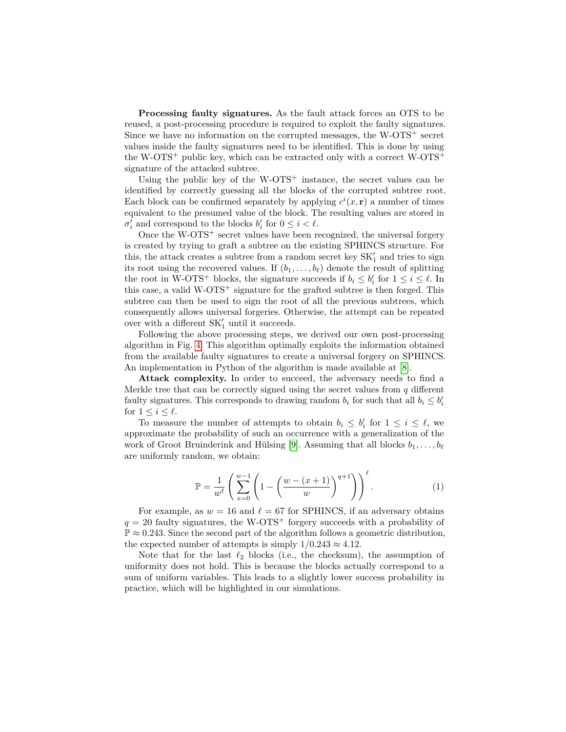**Processing faulty signatures.** As the fault attack forces an OTS to be reused, a post-processing procedure is required to exploit the faulty signatures. Since we have no information on the corrupted messages, the W-OTS$^+$ secret values inside the faulty signatures need to be identified. This is done by using the W-OTS$^+$ public key, which can be extracted only with a correct W-OTS$^+$ signature of the attacked subtree.

Using the public key of the W-OTS$^+$ instance, the secret values can be identified by correctly guessing all the blocks of the corrupted subtree root. Each block can be confirmed separately by applying $c^i(x, \mathbf{r})$ a number of times equivalent to the presumed value of the block. The resulting values are stored in $\sigma'_i$ and correspond to the blocks $b'_i$ for $0 \leq i < \ell$.

Once the W-OTS$^+$ secret values have been recognized, the universal forgery is created by trying to graft a subtree on the existing SPHINCS structure. For this, the attack creates a subtree from a random secret key $\mathrm{SK}'_1$ and tries to sign its root using the recovered values. If $(b_1, \ldots, b_\ell)$ denote the result of splitting the root in W-OTS$^+$ blocks, the signature succeeds if $b_i \leq b'_i$ for $1 \leq i \leq \ell$. In this case, a valid W-OTS$^+$ signature for the grafted subtree is then forged. This subtree can then be used to sign the root of all the previous subtrees, which consequently allows universal forgeries. Otherwise, the attempt can be repeated over with a different $\mathrm{SK}'_1$ until it succeeds.

Following the above processing steps, we derived our own post-processing algorithm in Fig. 4. This algorithm optimally exploits the information obtained from the available faulty signatures to create a universal forgery on SPHINCS. An implementation in Python of the algorithm is made available at [8].

**Attack complexity.** In order to succeed, the adversary needs to find a Merkle tree that can be correctly signed using the secret values from $q$ different faulty signatures. This corresponds to drawing random $b_i$ for such that all $b_i \leq b'_i$ for $1 \leq i \leq \ell$.

To measure the number of attempts to obtain $b_i \leq b'_i$ for $1 \leq i \leq \ell$, we approximate the probability of such an occurrence with a generalization of the work of Groot Bruinderink and Hülsing [9]. Assuming that all blocks $b_1, \ldots, b_\ell$ are uniformly random, we obtain:

$$\mathbb{P} = \frac{1}{w^\ell} \left( \sum_{x=0}^{w-1} \left( 1 - \left( \frac{w-(x+1)}{w} \right)^{q+1} \right) \right)^\ell . \quad (1)$$

For example, as $w = 16$ and $\ell = 67$ for SPHINCS, if an adversary obtains $q = 20$ faulty signatures, the W-OTS$^+$ forgery succeeds with a probability of $\mathbb{P} \approx 0.243$. Since the second part of the algorithm follows a geometric distribution, the expected number of attempts is simply $1/0.243 \approx 4.12$.

Note that for the last $\ell_2$ blocks (i.e., the checksum), the assumption of uniformity does not hold. This is because the blocks actually correspond to a sum of uniform variables. This leads to a slightly lower success probability in practice, which will be highlighted in our simulations.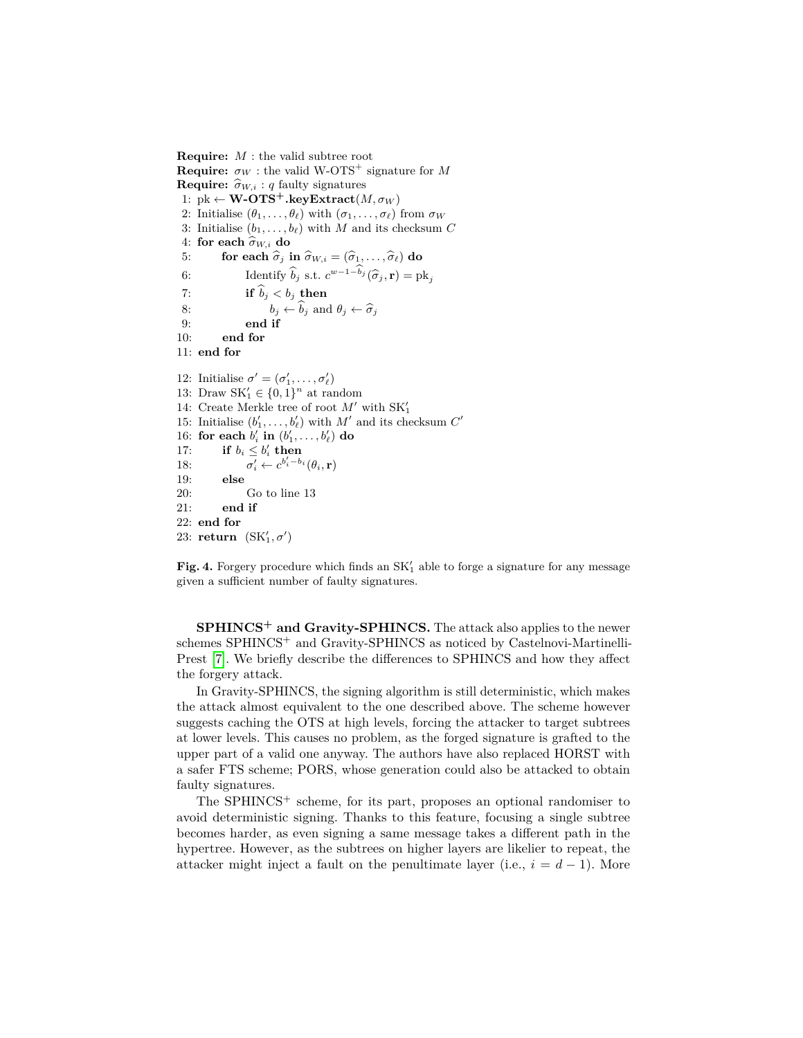```
Require: M : the valid subtree root
Require: σ_W : the valid W-OTS+ signature for M
Require: σ̂_{W,i} : q faulty signatures
 1: pk ← W-OTS+.keyExtract(M, σ_W)
 2: Initialise (θ_1, ..., θ_ℓ) with (σ_1, ..., σ_ℓ) from σ_W
 3: Initialise (b_1, ..., b_ℓ) with M and its checksum C
 4: for each σ̂_{W,i} do
 5:     for each σ̂_j in σ̂_{W,i} = (σ̂_1, ..., σ̂_ℓ) do
 6:         Identify b̂_j s.t. c^{w−1−b̂_j}(σ̂_j, r) = pk_j
 7:         if b̂_j < b_j then
 8:             b_j ← b̂_j and θ_j ← σ̂_j
 9:         end if
10:     end for
11: end for

12: Initialise σ' = (σ'_1, ..., σ'_ℓ)
13: Draw SK'_1 ∈ {0,1}^n at random
14: Create Merkle tree of root M' with SK'_1
15: Initialise (b'_1, ..., b'_ℓ) with M' and its checksum C'
16: for each b'_i in (b'_1, ..., b'_ℓ) do
17:     if b_i ≤ b'_i then
18:         σ'_i ← c^{b'_i−b_i}(θ_i, r)
19:     else
20:         Go to line 13
21:     end if
22: end for
23: return (SK'_1, σ')
```

**Fig. 4.** Forgery procedure which finds an $\mathrm{SK}'_1$ able to forge a signature for any message given a sufficient number of faulty signatures.

**SPHINCS$^+$ and Gravity-SPHINCS.** The attack also applies to the newer schemes SPHINCS$^+$ and Gravity-SPHINCS as noticed by Castelnovi-Martinelli-Prest [7]. We briefly describe the differences to SPHINCS and how they affect the forgery attack.

In Gravity-SPHINCS, the signing algorithm is still deterministic, which makes the attack almost equivalent to the one described above. The scheme however suggests caching the OTS at high levels, forcing the attacker to target subtrees at lower levels. This causes no problem, as the forged signature is grafted to the upper part of a valid one anyway. The authors have also replaced HORST with a safer FTS scheme; PORS, whose generation could also be attacked to obtain faulty signatures.

The SPHINCS$^+$ scheme, for its part, proposes an optional randomiser to avoid deterministic signing. Thanks to this feature, focusing a single subtree becomes harder, as even signing a same message takes a different path in the hypertree. However, as the subtrees on higher layers are likelier to repeat, the attacker might inject a fault on the penultimate layer (i.e., $i = d - 1$). More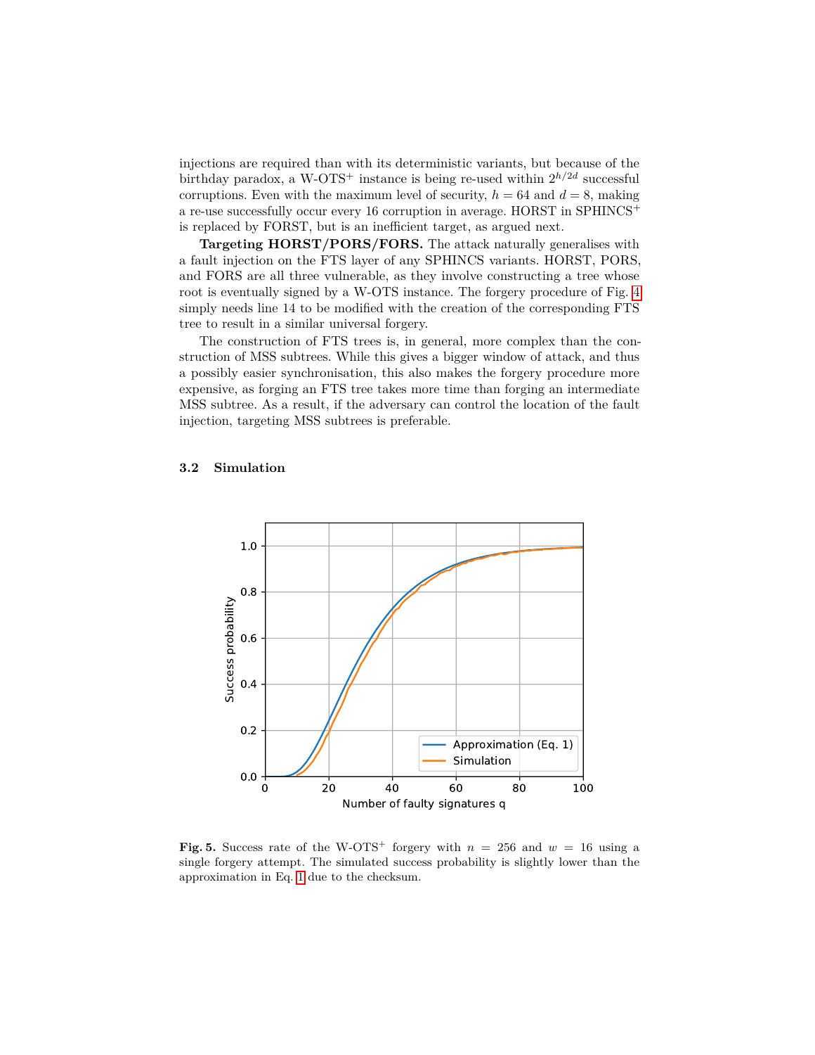injections are required than with its deterministic variants, but because of the birthday paradox, a W-OTS$^+$ instance is being re-used within $2^{h/2d}$ successful corruptions. Even with the maximum level of security, $h = 64$ and $d = 8$, making a re-use successfully occur every 16 corruption in average. HORST in SPHINCS$^+$ is replaced by FORST, but is an inefficient target, as argued next.

**Targeting HORST/PORS/FORS.** The attack naturally generalises with a fault injection on the FTS layer of any SPHINCS variants. HORST, PORS, and FORS are all three vulnerable, as they involve constructing a tree whose root is eventually signed by a W-OTS instance. The forgery procedure of Fig. 4 simply needs line 14 to be modified with the creation of the corresponding FTS tree to result in a similar universal forgery.

The construction of FTS trees is, in general, more complex than the construction of MSS subtrees. While this gives a bigger window of attack, and thus a possibly easier synchronisation, this also makes the forgery procedure more expensive, as forging an FTS tree takes more time than forging an intermediate MSS subtree. As a result, if the adversary can control the location of the fault injection, targeting MSS subtrees is preferable.

### 3.2 Simulation

**Fig. 5.** Success rate of the W-OTS$^+$ forgery with $n = 256$ and $w = 16$ using a single forgery attempt. The simulated success probability is slightly lower than the approximation in Eq. 1 due to the checksum.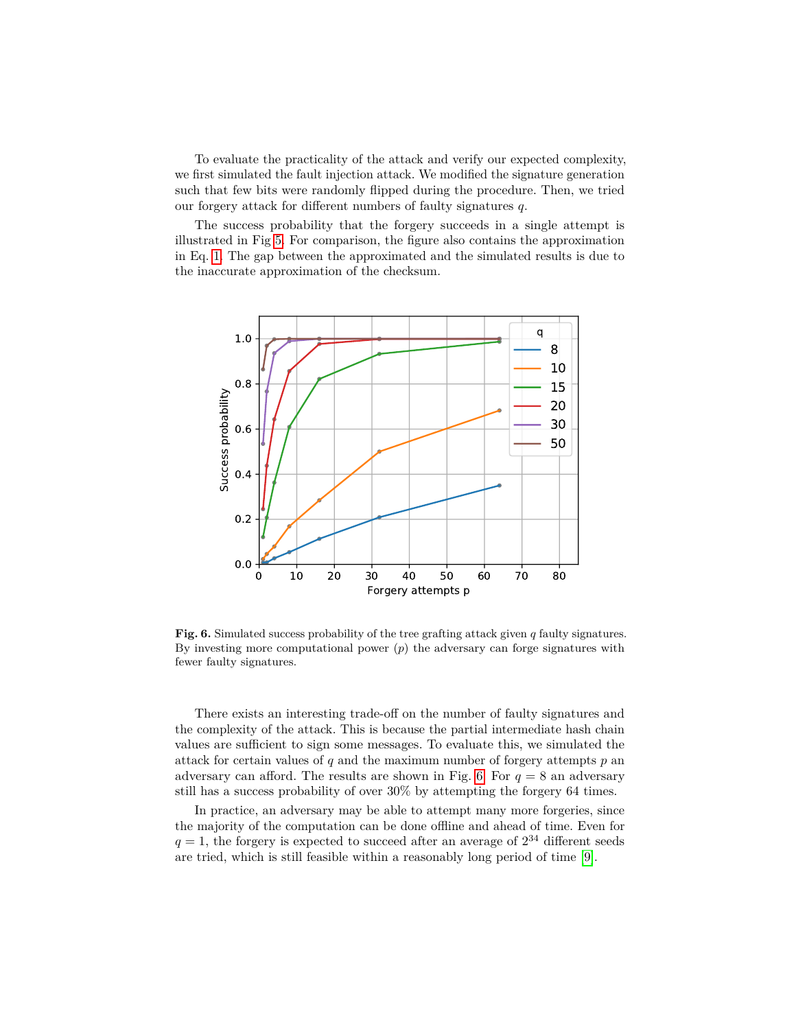To evaluate the practicality of the attack and verify our expected complexity, we first simulated the fault injection attack. We modified the signature generation such that few bits were randomly flipped during the procedure. Then, we tried our forgery attack for different numbers of faulty signatures $q$.

The success probability that the forgery succeeds in a single attempt is illustrated in Fig 5. For comparison, the figure also contains the approximation in Eq. 1. The gap between the approximated and the simulated results is due to the inaccurate approximation of the checksum.

**Fig. 6.** Simulated success probability of the tree grafting attack given $q$ faulty signatures. By investing more computational power ($p$) the adversary can forge signatures with fewer faulty signatures.

There exists an interesting trade-off on the number of faulty signatures and the complexity of the attack. This is because the partial intermediate hash chain values are sufficient to sign some messages. To evaluate this, we simulated the attack for certain values of $q$ and the maximum number of forgery attempts $p$ an adversary can afford. The results are shown in Fig. 6. For $q = 8$ an adversary still has a success probability of over 30% by attempting the forgery 64 times.

In practice, an adversary may be able to attempt many more forgeries, since the majority of the computation can be done offline and ahead of time. Even for $q = 1$, the forgery is expected to succeed after an average of $2^{34}$ different seeds are tried, which is still feasible within a reasonably long period of time [9].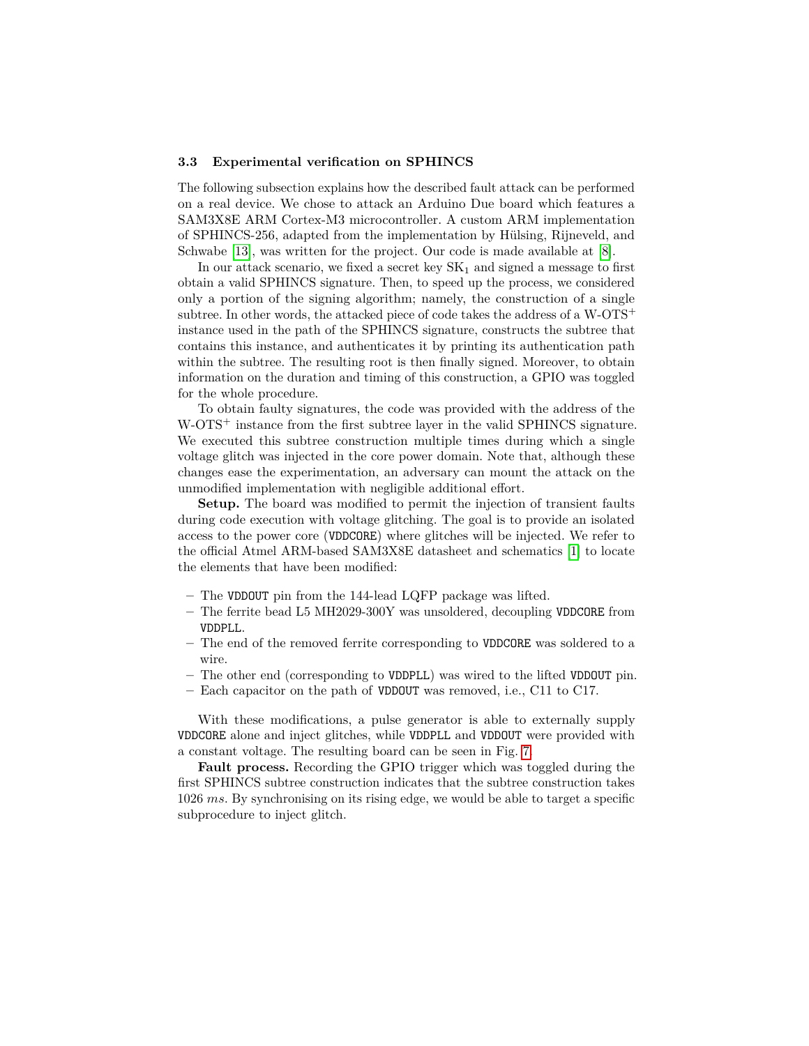### 3.3 Experimental verification on SPHINCS

The following subsection explains how the described fault attack can be performed on a real device. We chose to attack an Arduino Due board which features a SAM3X8E ARM Cortex-M3 microcontroller. A custom ARM implementation of SPHINCS-256, adapted from the implementation by Hülsing, Rijneveld, and Schwabe [13], was written for the project. Our code is made available at [8].

In our attack scenario, we fixed a secret key $\mathrm{SK}_1$ and signed a message to first obtain a valid SPHINCS signature. Then, to speed up the process, we considered only a portion of the signing algorithm; namely, the construction of a single subtree. In other words, the attacked piece of code takes the address of a W-OTS$^+$ instance used in the path of the SPHINCS signature, constructs the subtree that contains this instance, and authenticates it by printing its authentication path within the subtree. The resulting root is then finally signed. Moreover, to obtain information on the duration and timing of this construction, a GPIO was toggled for the whole procedure.

To obtain faulty signatures, the code was provided with the address of the W-OTS$^+$ instance from the first subtree layer in the valid SPHINCS signature. We executed this subtree construction multiple times during which a single voltage glitch was injected in the core power domain. Note that, although these changes ease the experimentation, an adversary can mount the attack on the unmodified implementation with negligible additional effort.

**Setup.** The board was modified to permit the injection of transient faults during code execution with voltage glitching. The goal is to provide an isolated access to the power core (`VDDCORE`) where glitches will be injected. We refer to the official Atmel ARM-based SAM3X8E datasheet and schematics [1] to locate the elements that have been modified:

- The `VDDOUT` pin from the 144-lead LQFP package was lifted.
- The ferrite bead L5 MH2029-300Y was unsoldered, decoupling `VDDCORE` from `VDDPLL`.
- The end of the removed ferrite corresponding to `VDDCORE` was soldered to a wire.
- The other end (corresponding to `VDDPLL`) was wired to the lifted `VDDOUT` pin.
- Each capacitor on the path of `VDDOUT` was removed, i.e., C11 to C17.

With these modifications, a pulse generator is able to externally supply `VDDCORE` alone and inject glitches, while `VDDPLL` and `VDDOUT` were provided with a constant voltage. The resulting board can be seen in Fig. 7.

**Fault process.** Recording the GPIO trigger which was toggled during the first SPHINCS subtree construction indicates that the subtree construction takes 1026 *ms*. By synchronising on its rising edge, we would be able to target a specific subprocedure to inject glitch.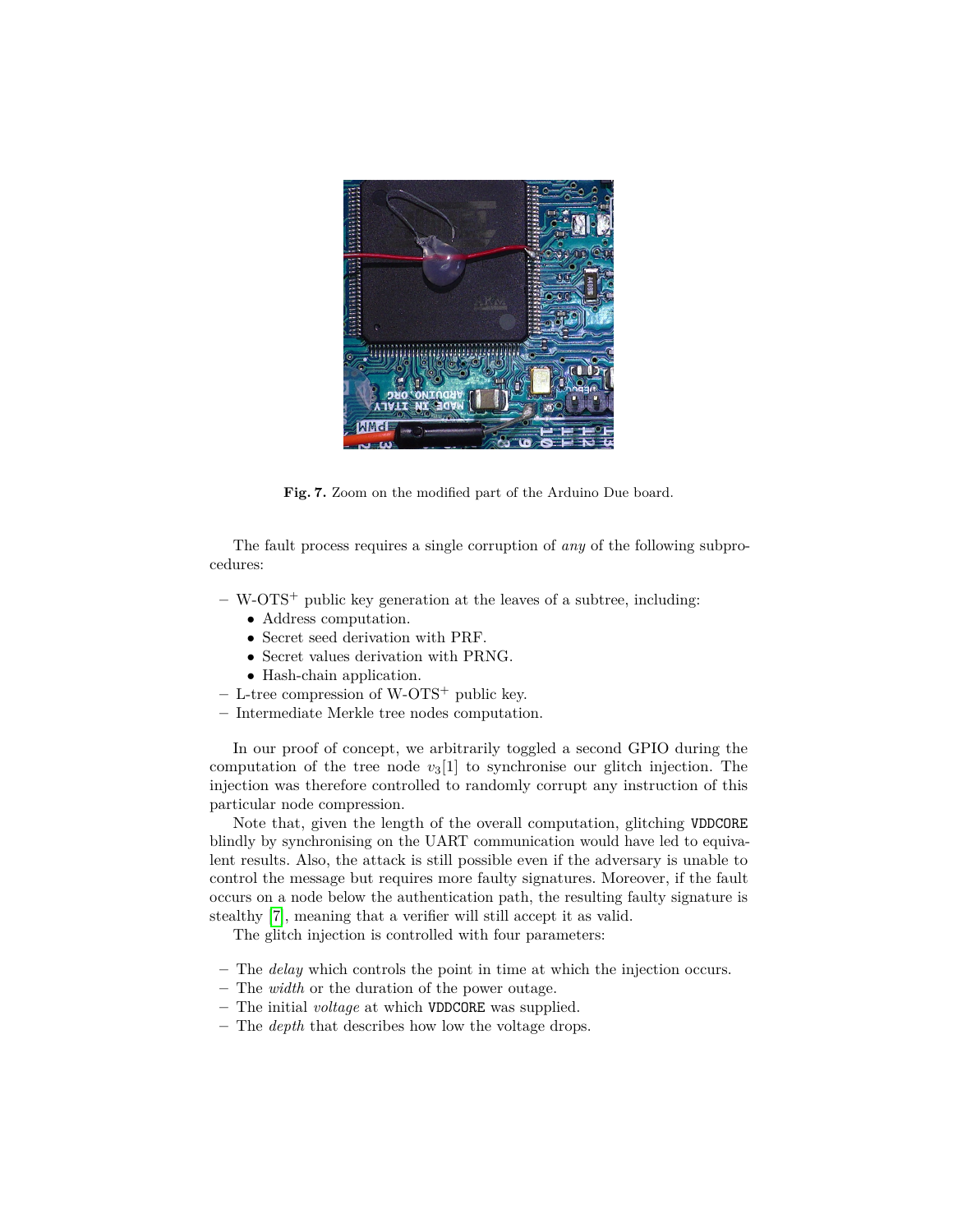Fig. 7. Zoom on the modified part of the Arduino Due board.

The fault process requires a single corruption of *any* of the following subprocedures:

- W-OTS$^+$ public key generation at the leaves of a subtree, including:
  - Address computation.
  - Secret seed derivation with PRF.
  - Secret values derivation with PRNG.
  - Hash-chain application.
- L-tree compression of W-OTS$^+$ public key.
- Intermediate Merkle tree nodes computation.

In our proof of concept, we arbitrarily toggled a second GPIO during the computation of the tree node $v_3[1]$ to synchronise our glitch injection. The injection was therefore controlled to randomly corrupt any instruction of this particular node compression.

Note that, given the length of the overall computation, glitching `VDDCORE` blindly by synchronising on the UART communication would have led to equivalent results. Also, the attack is still possible even if the adversary is unable to control the message but requires more faulty signatures. Moreover, if the fault occurs on a node below the authentication path, the resulting faulty signature is stealthy [7], meaning that a verifier will still accept it as valid.

The glitch injection is controlled with four parameters:

- The *delay* which controls the point in time at which the injection occurs.
- The *width* or the duration of the power outage.
- The initial *voltage* at which `VDDCORE` was supplied.
- The *depth* that describes how low the voltage drops.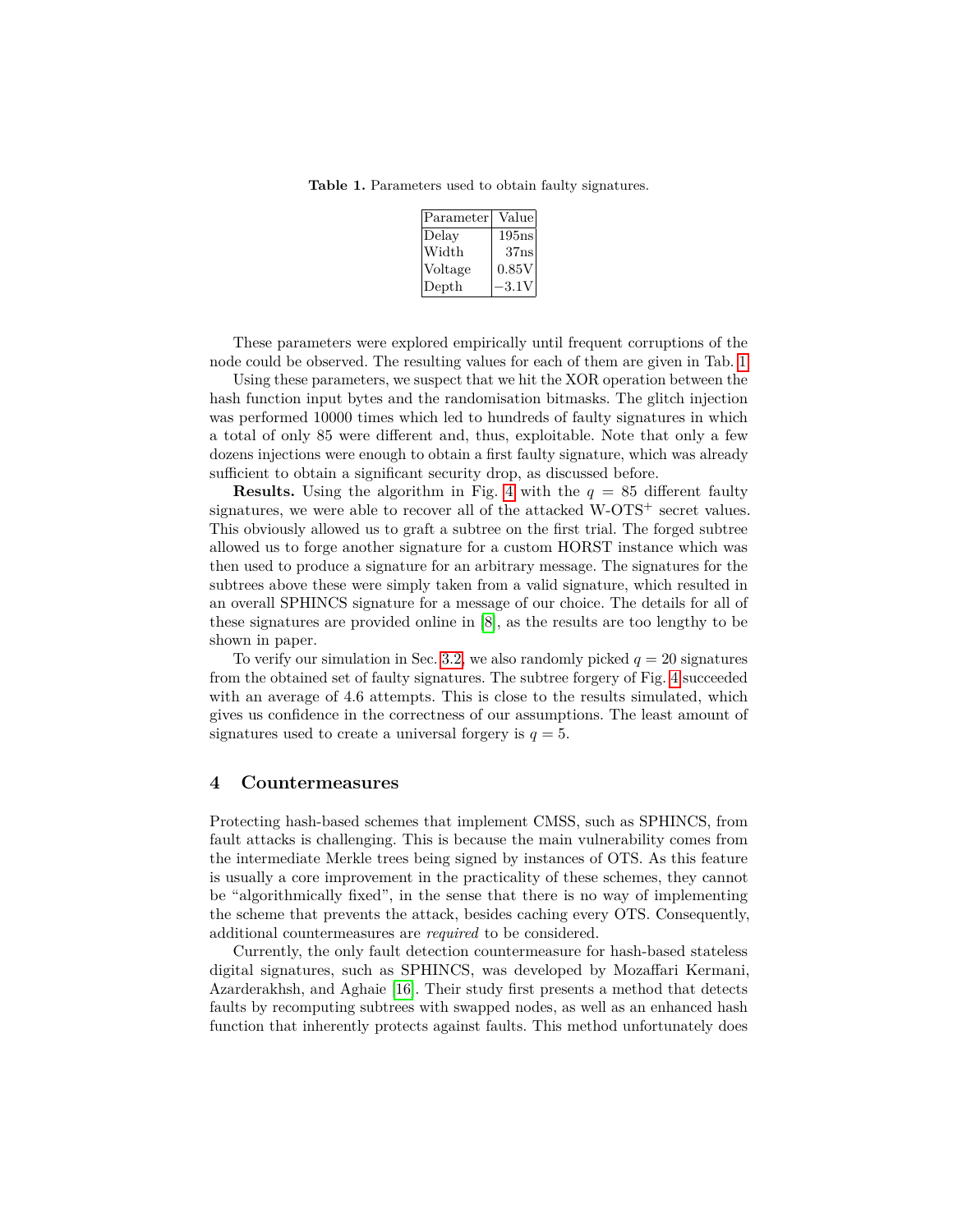**Table 1.** Parameters used to obtain faulty signatures.

| Parameter | Value |
| --- | --- |
| Delay | 195ns |
| Width | 37ns |
| Voltage | 0.85V |
| Depth | $-3.1$V |

These parameters were explored empirically until frequent corruptions of the node could be observed. The resulting values for each of them are given in Tab. 1.

Using these parameters, we suspect that we hit the XOR operation between the hash function input bytes and the randomisation bitmasks. The glitch injection was performed 10000 times which led to hundreds of faulty signatures in which a total of only 85 were different and, thus, exploitable. Note that only a few dozens injections were enough to obtain a first faulty signature, which was already sufficient to obtain a significant security drop, as discussed before.

**Results.** Using the algorithm in Fig. 4 with the $q = 85$ different faulty signatures, we were able to recover all of the attacked W-OTS$^+$ secret values. This obviously allowed us to graft a subtree on the first trial. The forged subtree allowed us to forge another signature for a custom HORST instance which was then used to produce a signature for an arbitrary message. The signatures for the subtrees above these were simply taken from a valid signature, which resulted in an overall SPHINCS signature for a message of our choice. The details for all of these signatures are provided online in [8], as the results are too lengthy to be shown in paper.

To verify our simulation in Sec. 3.2, we also randomly picked $q = 20$ signatures from the obtained set of faulty signatures. The subtree forgery of Fig. 4 succeeded with an average of 4.6 attempts. This is close to the results simulated, which gives us confidence in the correctness of our assumptions. The least amount of signatures used to create a universal forgery is $q = 5$.

## 4 Countermeasures

Protecting hash-based schemes that implement CMSS, such as SPHINCS, from fault attacks is challenging. This is because the main vulnerability comes from the intermediate Merkle trees being signed by instances of OTS. As this feature is usually a core improvement in the practicality of these schemes, they cannot be "algorithmically fixed", in the sense that there is no way of implementing the scheme that prevents the attack, besides caching every OTS. Consequently, additional countermeasures are *required* to be considered.

Currently, the only fault detection countermeasure for hash-based stateless digital signatures, such as SPHINCS, was developed by Mozaffari Kermani, Azarderakhsh, and Aghaie [16]. Their study first presents a method that detects faults by recomputing subtrees with swapped nodes, as well as an enhanced hash function that inherently protects against faults. This method unfortunately does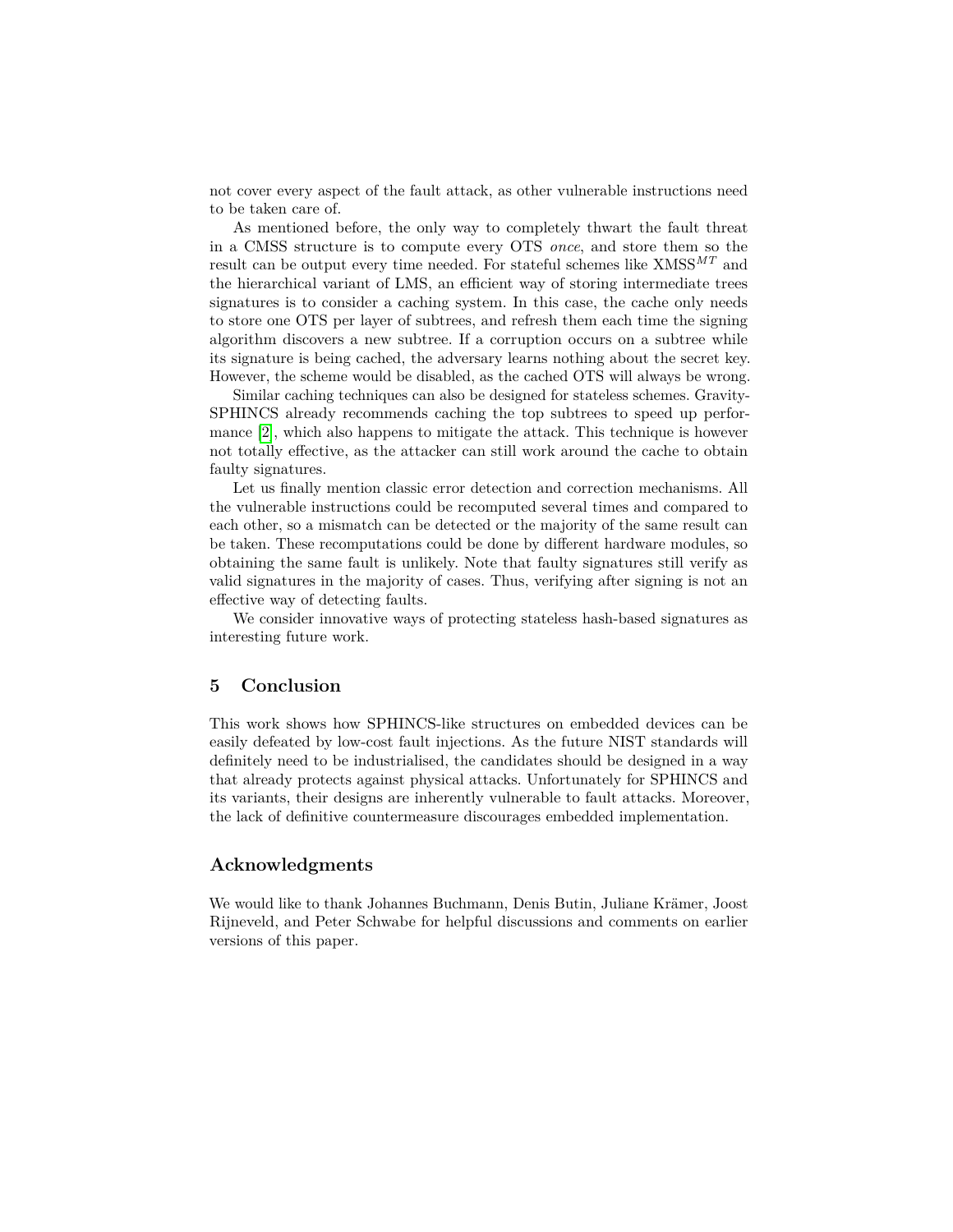not cover every aspect of the fault attack, as other vulnerable instructions need to be taken care of.

As mentioned before, the only way to completely thwart the fault threat in a CMSS structure is to compute every OTS *once*, and store them so the result can be output every time needed. For stateful schemes like XMSS$^{MT}$ and the hierarchical variant of LMS, an efficient way of storing intermediate trees signatures is to consider a caching system. In this case, the cache only needs to store one OTS per layer of subtrees, and refresh them each time the signing algorithm discovers a new subtree. If a corruption occurs on a subtree while its signature is being cached, the adversary learns nothing about the secret key. However, the scheme would be disabled, as the cached OTS will always be wrong.

Similar caching techniques can also be designed for stateless schemes. Gravity-SPHINCS already recommends caching the top subtrees to speed up performance [2], which also happens to mitigate the attack. This technique is however not totally effective, as the attacker can still work around the cache to obtain faulty signatures.

Let us finally mention classic error detection and correction mechanisms. All the vulnerable instructions could be recomputed several times and compared to each other, so a mismatch can be detected or the majority of the same result can be taken. These recomputations could be done by different hardware modules, so obtaining the same fault is unlikely. Note that faulty signatures still verify as valid signatures in the majority of cases. Thus, verifying after signing is not an effective way of detecting faults.

We consider innovative ways of protecting stateless hash-based signatures as interesting future work.

## 5 Conclusion

This work shows how SPHINCS-like structures on embedded devices can be easily defeated by low-cost fault injections. As the future NIST standards will definitely need to be industrialised, the candidates should be designed in a way that already protects against physical attacks. Unfortunately for SPHINCS and its variants, their designs are inherently vulnerable to fault attacks. Moreover, the lack of definitive countermeasure discourages embedded implementation.

## Acknowledgments

We would like to thank Johannes Buchmann, Denis Butin, Juliane Krämer, Joost Rijneveld, and Peter Schwabe for helpful discussions and comments on earlier versions of this paper.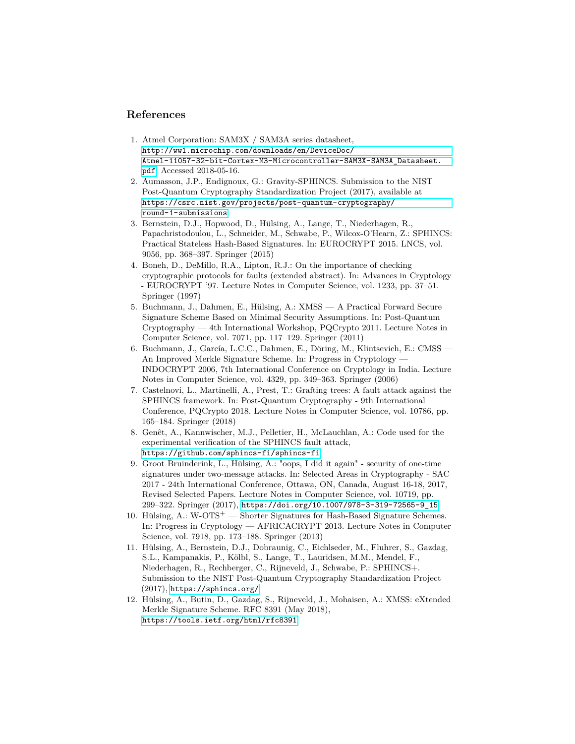## References

1. Atmel Corporation: SAM3X / SAM3A series datasheet, http://ww1.microchip.com/downloads/en/DeviceDoc/Atmel-11057-32-bit-Cortex-M3-Microcontroller-SAM3X-SAM3A_Datasheet.pdf, Accessed 2018-05-16.
2. Aumasson, J.P., Endignoux, G.: Gravity-SPHINCS. Submission to the NIST Post-Quantum Cryptography Standardization Project (2017), available at https://csrc.nist.gov/projects/post-quantum-cryptography/round-1-submissions
3. Bernstein, D.J., Hopwood, D., Hülsing, A., Lange, T., Niederhagen, R., Papachristodoulou, L., Schneider, M., Schwabe, P., Wilcox-O'Hearn, Z.: SPHINCS: Practical Stateless Hash-Based Signatures. In: EUROCRYPT 2015. LNCS, vol. 9056, pp. 368–397. Springer (2015)
4. Boneh, D., DeMillo, R.A., Lipton, R.J.: On the importance of checking cryptographic protocols for faults (extended abstract). In: Advances in Cryptology - EUROCRYPT '97. Lecture Notes in Computer Science, vol. 1233, pp. 37–51. Springer (1997)
5. Buchmann, J., Dahmen, E., Hülsing, A.: XMSS — A Practical Forward Secure Signature Scheme Based on Minimal Security Assumptions. In: Post-Quantum Cryptography — 4th International Workshop, PQCrypto 2011. Lecture Notes in Computer Science, vol. 7071, pp. 117–129. Springer (2011)
6. Buchmann, J., García, L.C.C., Dahmen, E., Döring, M., Klintsevich, E.: CMSS — An Improved Merkle Signature Scheme. In: Progress in Cryptology — INDOCRYPT 2006, 7th International Conference on Cryptology in India. Lecture Notes in Computer Science, vol. 4329, pp. 349–363. Springer (2006)
7. Castelnovi, L., Martinelli, A., Prest, T.: Grafting trees: A fault attack against the SPHINCS framework. In: Post-Quantum Cryptography - 9th International Conference, PQCrypto 2018. Lecture Notes in Computer Science, vol. 10786, pp. 165–184. Springer (2018)
8. Genêt, A., Kannwischer, M.J., Pelletier, H., McLauchlan, A.: Code used for the experimental verification of the SPHINCS fault attack, https://github.com/sphincs-fi/sphincs-fi
9. Groot Bruinderink, L., Hülsing, A.: "oops, I did it again" - security of one-time signatures under two-message attacks. In: Selected Areas in Cryptography - SAC 2017 - 24th International Conference, Ottawa, ON, Canada, August 16-18, 2017, Revised Selected Papers. Lecture Notes in Computer Science, vol. 10719, pp. 299–322. Springer (2017), https://doi.org/10.1007/978-3-319-72565-9_15
10. Hülsing, A.: W-OTS$^+$ — Shorter Signatures for Hash-Based Signature Schemes. In: Progress in Cryptology — AFRICACRYPT 2013. Lecture Notes in Computer Science, vol. 7918, pp. 173–188. Springer (2013)
11. Hülsing, A., Bernstein, D.J., Dobraunig, C., Eichlseder, M., Fluhrer, S., Gazdag, S.L., Kampanakis, P., Kölbl, S., Lange, T., Lauridsen, M.M., Mendel, F., Niederhagen, R., Rechberger, C., Rijneveld, J., Schwabe, P.: SPHINCS+. Submission to the NIST Post-Quantum Cryptography Standardization Project (2017), https://sphincs.org/
12. Hülsing, A., Butin, D., Gazdag, S., Rijneveld, J., Mohaisen, A.: XMSS: eXtended Merkle Signature Scheme. RFC 8391 (May 2018), https://tools.ietf.org/html/rfc8391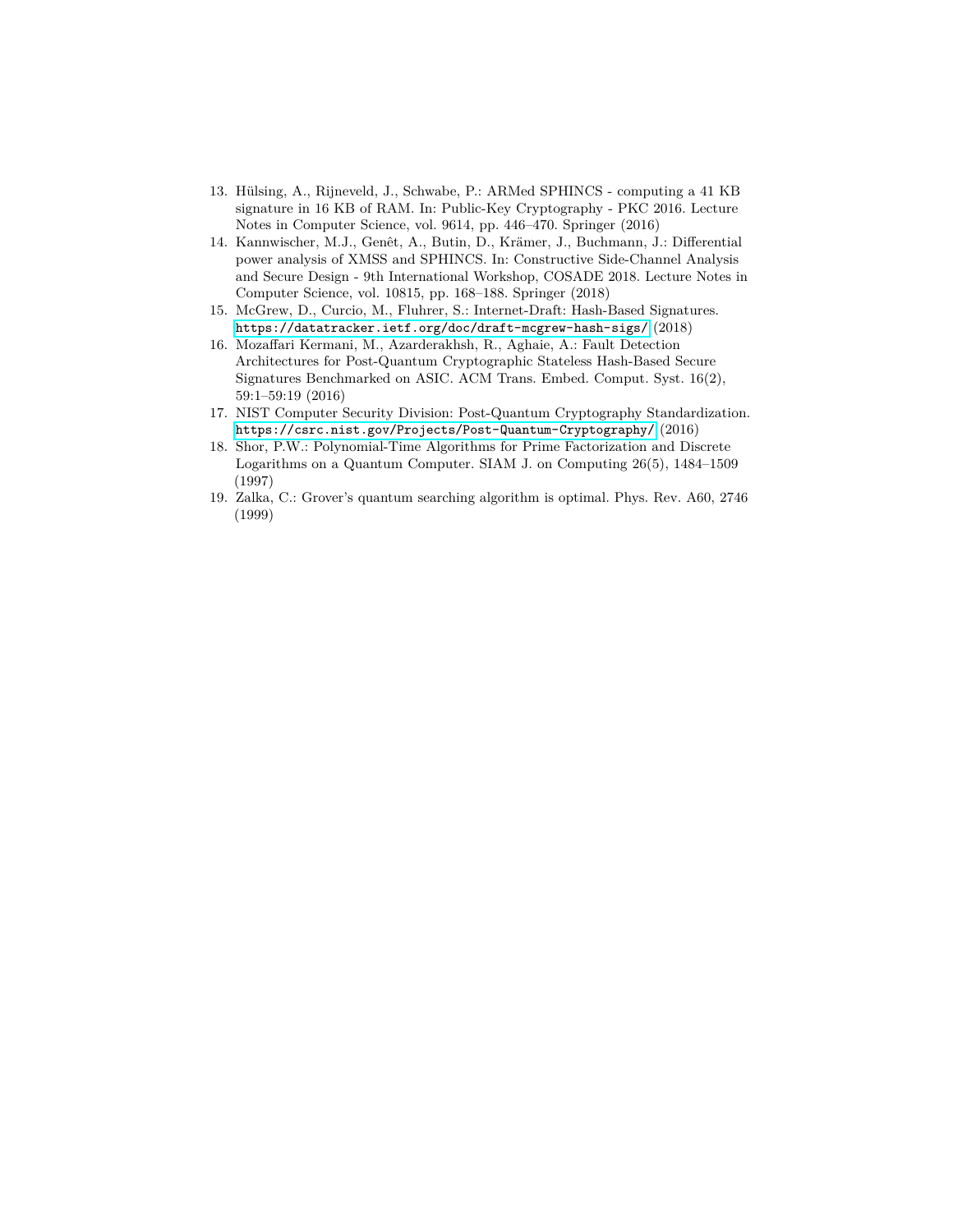13. Hülsing, A., Rijneveld, J., Schwabe, P.: ARMed SPHINCS - computing a 41 KB signature in 16 KB of RAM. In: Public-Key Cryptography - PKC 2016. Lecture Notes in Computer Science, vol. 9614, pp. 446–470. Springer (2016)
14. Kannwischer, M.J., Genêt, A., Butin, D., Krämer, J., Buchmann, J.: Differential power analysis of XMSS and SPHINCS. In: Constructive Side-Channel Analysis and Secure Design - 9th International Workshop, COSADE 2018. Lecture Notes in Computer Science, vol. 10815, pp. 168–188. Springer (2018)
15. McGrew, D., Curcio, M., Fluhrer, S.: Internet-Draft: Hash-Based Signatures. https://datatracker.ietf.org/doc/draft-mcgrew-hash-sigs/ (2018)
16. Mozaffari Kermani, M., Azarderakhsh, R., Aghaie, A.: Fault Detection Architectures for Post-Quantum Cryptographic Stateless Hash-Based Secure Signatures Benchmarked on ASIC. ACM Trans. Embed. Comput. Syst. 16(2), 59:1–59:19 (2016)
17. NIST Computer Security Division: Post-Quantum Cryptography Standardization. https://csrc.nist.gov/Projects/Post-Quantum-Cryptography/ (2016)
18. Shor, P.W.: Polynomial-Time Algorithms for Prime Factorization and Discrete Logarithms on a Quantum Computer. SIAM J. on Computing 26(5), 1484–1509 (1997)
19. Zalka, C.: Grover's quantum searching algorithm is optimal. Phys. Rev. A60, 2746 (1999)